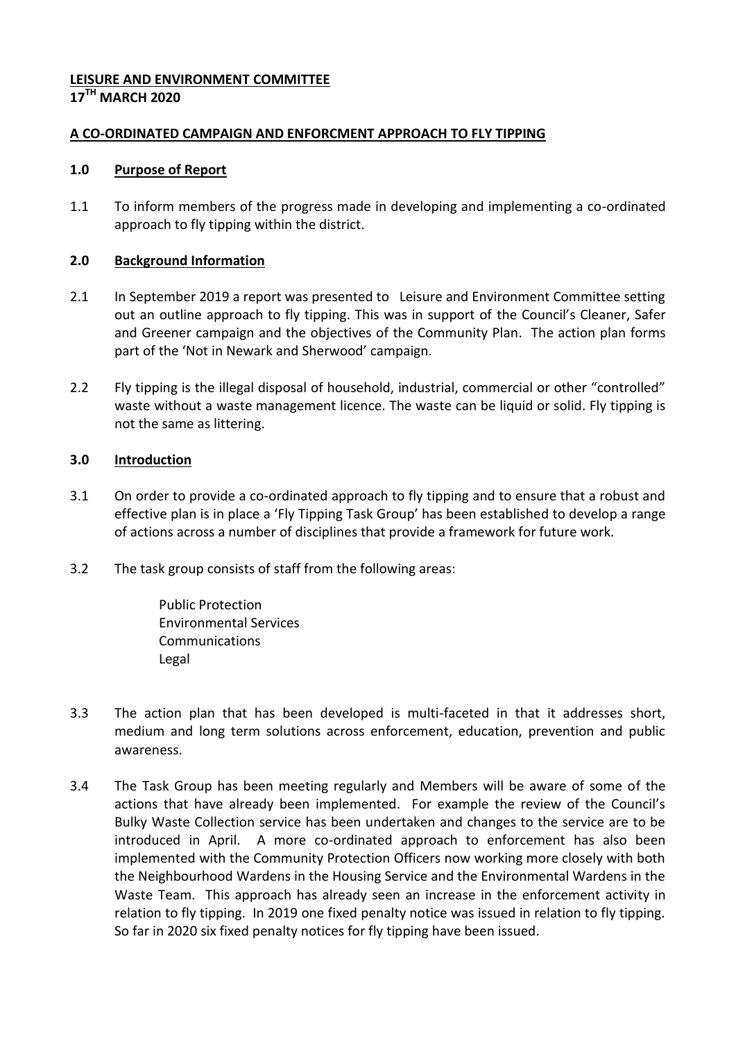**LEISURE AND ENVIRONMENT COMMITTEE**
**17TH MARCH 2020**

**A CO-ORDINATED CAMPAIGN AND ENFORCMENT APPROACH TO FLY TIPPING**

## 1.0 Purpose of Report

1.1 To inform members of the progress made in developing and implementing a co-ordinated approach to fly tipping within the district.

## 2.0 Background Information

2.1 In September 2019 a report was presented to Leisure and Environment Committee setting out an outline approach to fly tipping. This was in support of the Council's Cleaner, Safer and Greener campaign and the objectives of the Community Plan. The action plan forms part of the 'Not in Newark and Sherwood' campaign.

2.2 Fly tipping is the illegal disposal of household, industrial, commercial or other "controlled" waste without a waste management licence. The waste can be liquid or solid. Fly tipping is not the same as littering.

## 3.0 Introduction

3.1 On order to provide a co-ordinated approach to fly tipping and to ensure that a robust and effective plan is in place a 'Fly Tipping Task Group' has been established to develop a range of actions across a number of disciplines that provide a framework for future work.

3.2 The task group consists of staff from the following areas:

- Public Protection
- Environmental Services
- Communications
- Legal

3.3 The action plan that has been developed is multi-faceted in that it addresses short, medium and long term solutions across enforcement, education, prevention and public awareness.

3.4 The Task Group has been meeting regularly and Members will be aware of some of the actions that have already been implemented. For example the review of the Council's Bulky Waste Collection service has been undertaken and changes to the service are to be introduced in April. A more co-ordinated approach to enforcement has also been implemented with the Community Protection Officers now working more closely with both the Neighbourhood Wardens in the Housing Service and the Environmental Wardens in the Waste Team. This approach has already seen an increase in the enforcement activity in relation to fly tipping. In 2019 one fixed penalty notice was issued in relation to fly tipping. So far in 2020 six fixed penalty notices for fly tipping have been issued.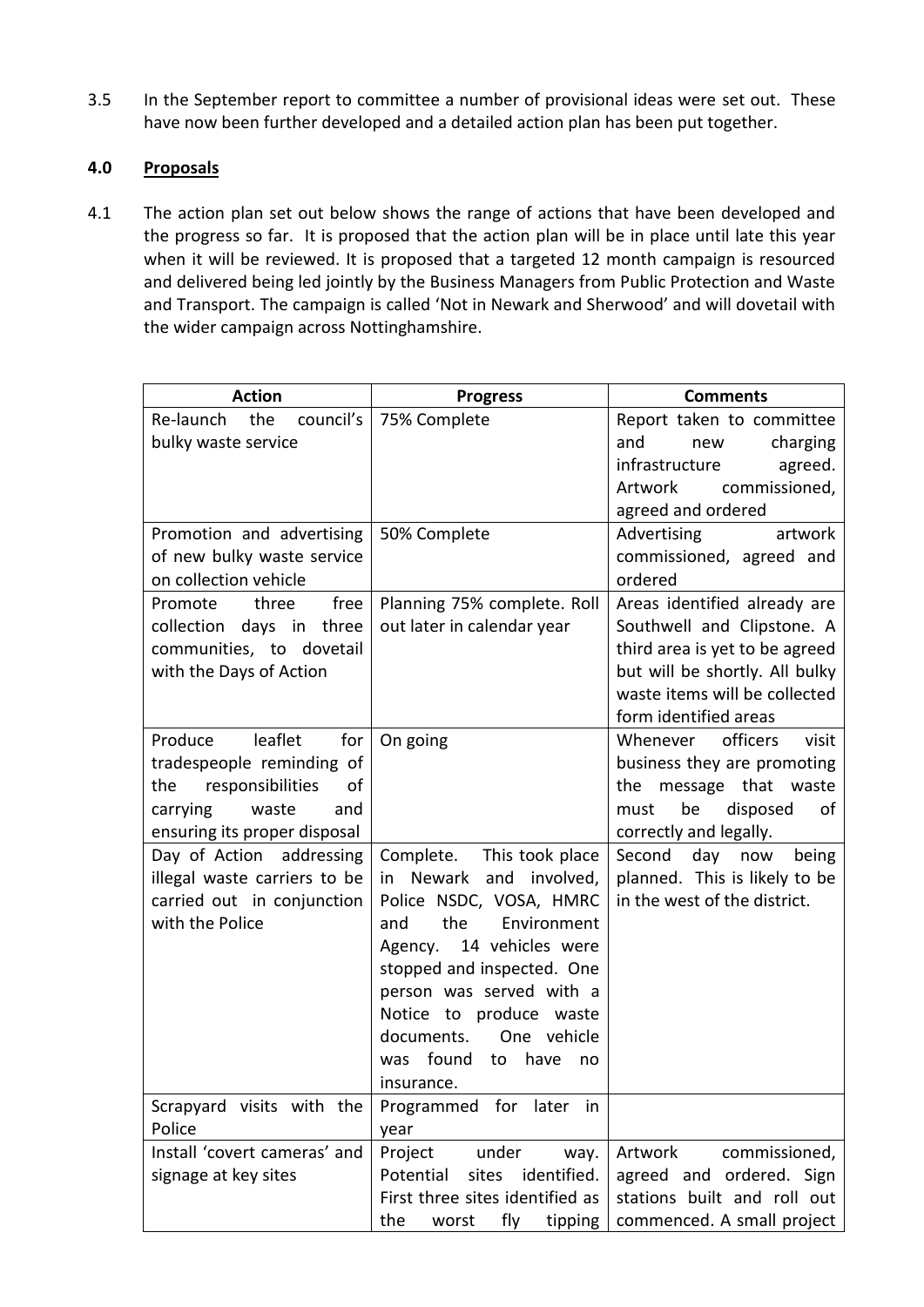3.5 In the September report to committee a number of provisional ideas were set out. These have now been further developed and a detailed action plan has been put together.

## 4.0 Proposals

4.1 The action plan set out below shows the range of actions that have been developed and the progress so far. It is proposed that the action plan will be in place until late this year when it will be reviewed. It is proposed that a targeted 12 month campaign is resourced and delivered being led jointly by the Business Managers from Public Protection and Waste and Transport. The campaign is called 'Not in Newark and Sherwood' and will dovetail with the wider campaign across Nottinghamshire.

| Action | Progress | Comments |
|---|---|---|
| Re-launch the council's bulky waste service | 75% Complete | Report taken to committee and new charging infrastructure agreed. Artwork commissioned, agreed and ordered |
| Promotion and advertising of new bulky waste service on collection vehicle | 50% Complete | Advertising artwork commissioned, agreed and ordered |
| Promote three free collection days in three communities, to dovetail with the Days of Action | Planning 75% complete. Roll out later in calendar year | Areas identified already are Southwell and Clipstone. A third area is yet to be agreed but will be shortly. All bulky waste items will be collected form identified areas |
| Produce leaflet for tradespeople reminding of the responsibilities of carrying waste and ensuring its proper disposal | On going | Whenever officers visit business they are promoting the message that waste must be disposed of correctly and legally. |
| Day of Action addressing illegal waste carriers to be carried out in conjunction with the Police | Complete. This took place in Newark and involved, Police NSDC, VOSA, HMRC and the Environment Agency. 14 vehicles were stopped and inspected. One person was served with a Notice to produce waste documents. One vehicle was found to have no insurance. | Second day now being planned. This is likely to be in the west of the district. |
| Scrapyard visits with the Police | Programmed for later in year | |
| Install 'covert cameras' and signage at key sites | Project under way. Potential sites identified. First three sites identified as the worst fly tipping | Artwork commissioned, agreed and ordered. Sign stations built and roll out commenced. A small project |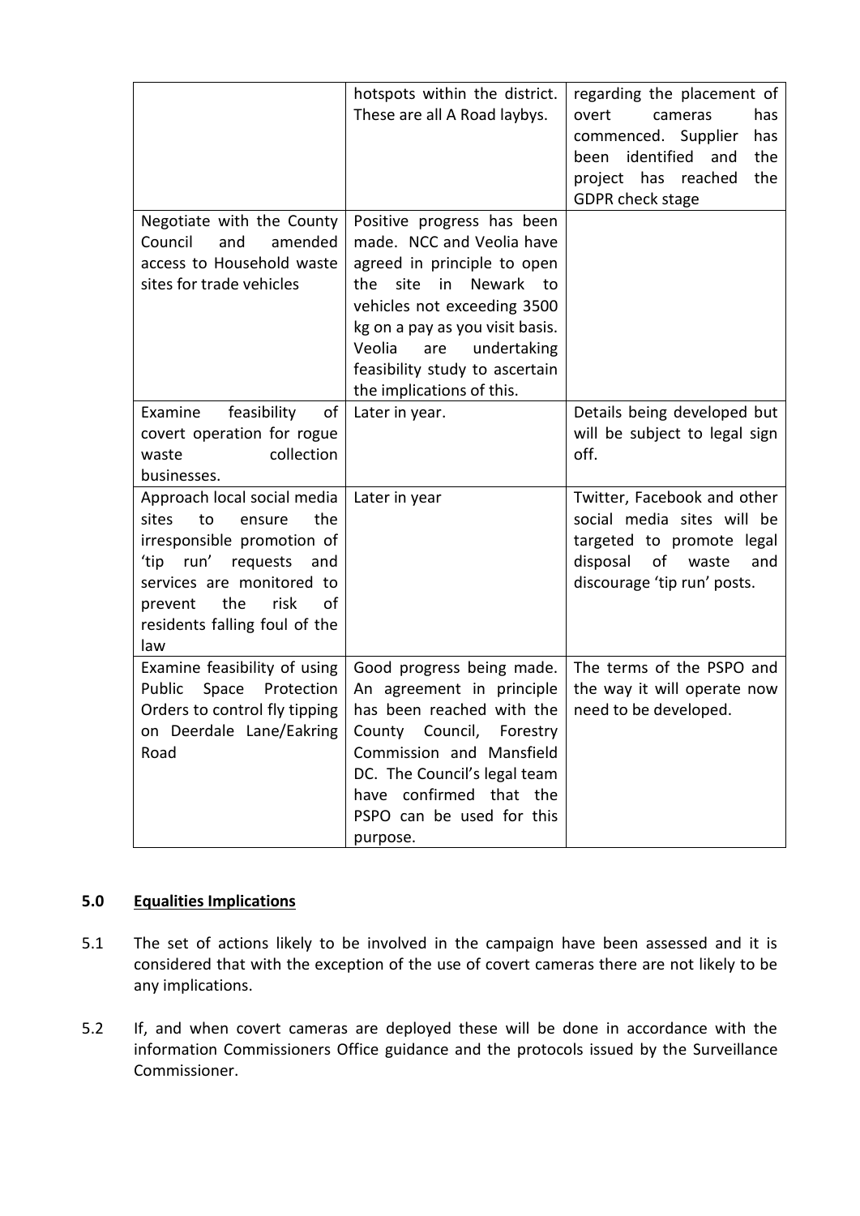|  |  |  |
|---|---|---|
|  | hotspots within the district. These are all A Road laybys. | regarding the placement of overt cameras has commenced. Supplier has been identified and the project has reached the GDPR check stage |
| Negotiate with the County Council and amended access to Household waste sites for trade vehicles | Positive progress has been made. NCC and Veolia have agreed in principle to open the site in Newark to vehicles not exceeding 3500 kg on a pay as you visit basis. Veolia are undertaking feasibility study to ascertain the implications of this. |  |
| Examine feasibility of covert operation for rogue waste collection businesses. | Later in year. | Details being developed but will be subject to legal sign off. |
| Approach local social media sites to ensure the irresponsible promotion of 'tip run' requests and services are monitored to prevent the risk of residents falling foul of the law | Later in year | Twitter, Facebook and other social media sites will be targeted to promote legal disposal of waste and discourage 'tip run' posts. |
| Examine feasibility of using Public Space Protection Orders to control fly tipping on Deerdale Lane/Eakring Road | Good progress being made. An agreement in principle has been reached with the County Council, Forestry Commission and Mansfield DC. The Council's legal team have confirmed that the PSPO can be used for this purpose. | The terms of the PSPO and the way it will operate now need to be developed. |

## 5.0 Equalities Implications

5.1 The set of actions likely to be involved in the campaign have been assessed and it is considered that with the exception of the use of covert cameras there are not likely to be any implications.

5.2 If, and when covert cameras are deployed these will be done in accordance with the information Commissioners Office guidance and the protocols issued by the Surveillance Commissioner.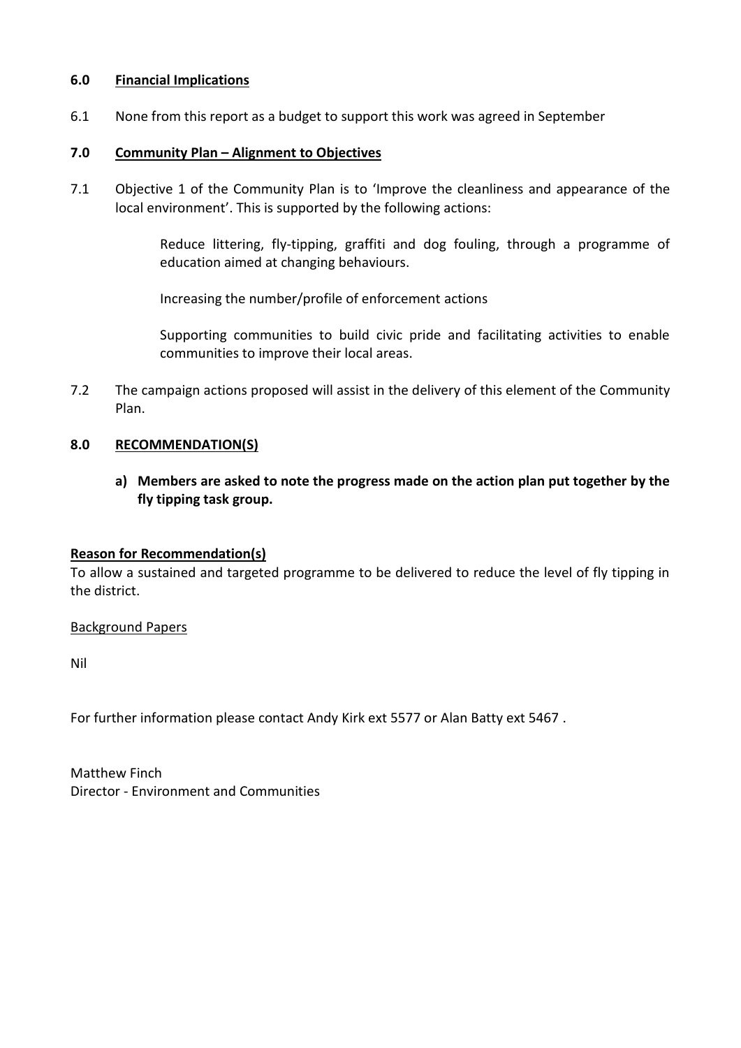## 6.0 Financial Implications

6.1 None from this report as a budget to support this work was agreed in September

## 7.0 Community Plan – Alignment to Objectives

7.1 Objective 1 of the Community Plan is to 'Improve the cleanliness and appearance of the local environment'. This is supported by the following actions:

> Reduce littering, fly-tipping, graffiti and dog fouling, through a programme of education aimed at changing behaviours.
>
> Increasing the number/profile of enforcement actions
>
> Supporting communities to build civic pride and facilitating activities to enable communities to improve their local areas.

7.2 The campaign actions proposed will assist in the delivery of this element of the Community Plan.

## 8.0 RECOMMENDATION(S)

**a) Members are asked to note the progress made on the action plan put together by the fly tipping task group.**

**Reason for Recommendation(s)**

To allow a sustained and targeted programme to be delivered to reduce the level of fly tipping in the district.

Background Papers

Nil

For further information please contact Andy Kirk ext 5577 or Alan Batty ext 5467 .

Matthew Finch
Director - Environment and Communities